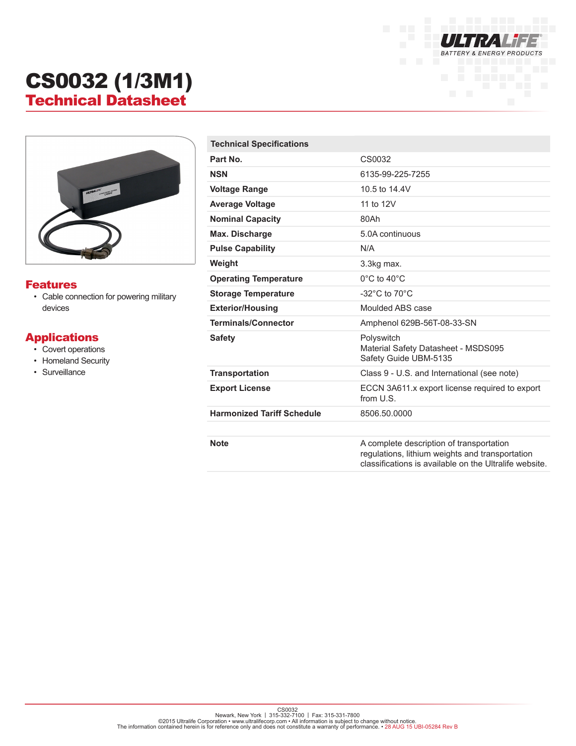# CS0032 (1/3M1)

## Technical Datasheet

## Features

- Cable connection for powering military devices

## Applications

- Covert operations
- Homeland Security
- Surveillance

| Technical Specifications | |
|---|---|
| **Part No.** | CS0032 |
| **NSN** | 6135-99-225-7255 |
| **Voltage Range** | 10.5 to 14.4V |
| **Average Voltage** | 11 to 12V |
| **Nominal Capacity** | 80Ah |
| **Max. Discharge** | 5.0A continuous |
| **Pulse Capability** | N/A |
| **Weight** | 3.3kg max. |
| **Operating Temperature** | 0°C to 40°C |
| **Storage Temperature** | -32°C to 70°C |
| **Exterior/Housing** | Moulded ABS case |
| **Terminals/Connector** | Amphenol 629B-56T-08-33-SN |
| **Safety** | Polyswitch<br>Material Safety Datasheet - MSDS095<br>Safety Guide UBM-5135 |
| **Transportation** | Class 9 - U.S. and International (see note) |
| **Export License** | ECCN 3A611.x export license required to export from U.S. |
| **Harmonized Tariff Schedule** | 8506.50.0000 |
| | |
| **Note** | A complete description of transportation regulations, lithium weights and transportation classifications is available on the Ultralife website. |

CS0032
Newark, New York | 315-332-7100 | Fax: 315-331-7800
©2015 Ultralife Corporation • www.ultralifecorp.com • All information is subject to change without notice.
The information contained herein is for reference only and does not constitute a warranty of performance. • 28 AUG 15 UBI-05284 Rev B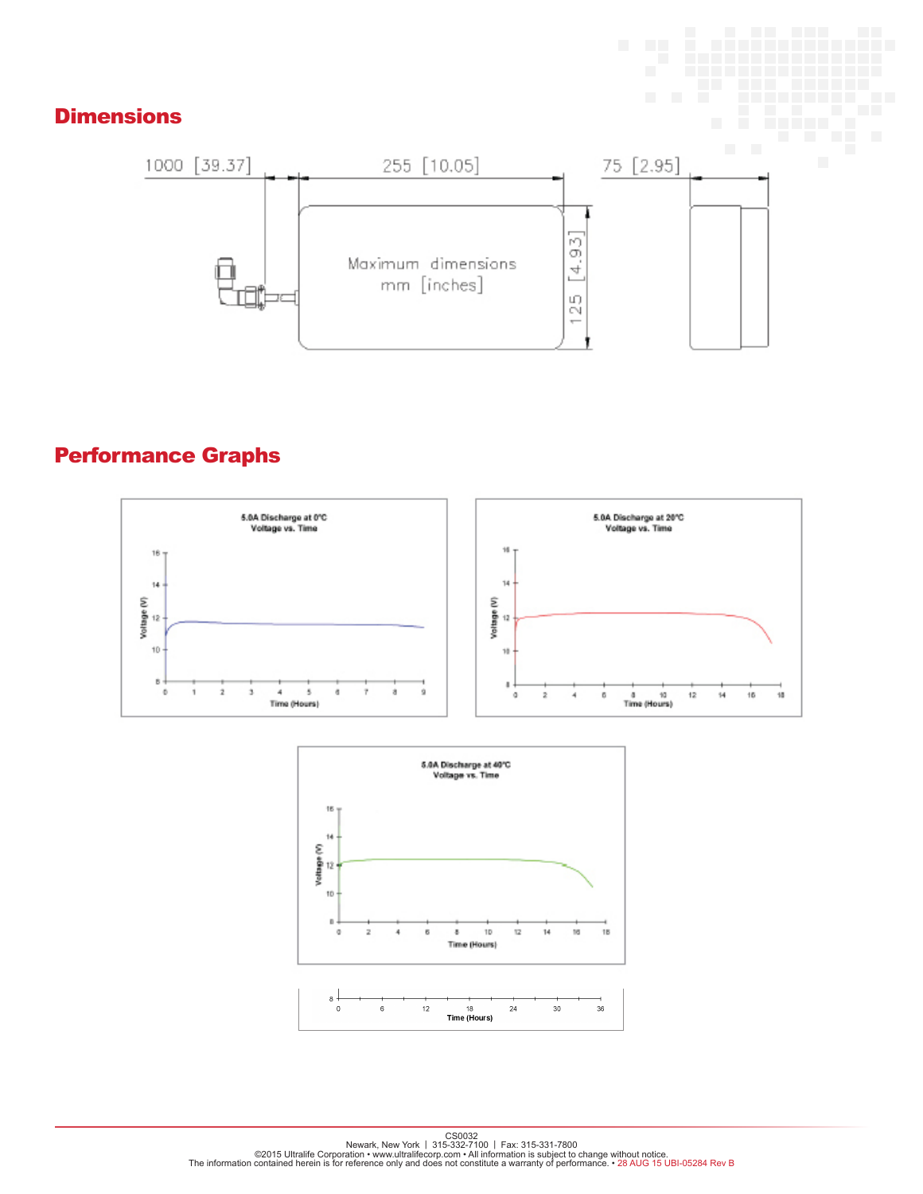## Dimensions

1000 [39.37]

255 [10.05]

75 [2.95]

125 [4.93]

Maximum dimensions
mm [inches]

## Performance Graphs

5.0A Discharge at 0°C
Voltage vs. Time

Voltage (V)

16
14
12
10
8

0 1 2 3 4 5 6 7 8 9

Time (Hours)

5.0A Discharge at 20°C
Voltage vs. Time

Voltage (V)

16
14
12
10
8

0 2 4 6 8 10 12 14 16 18

Time (Hours)

5.0A Discharge at 40°C
Voltage vs. Time

Voltage (V)

16
14
12
10
8

0 2 4 6 8 10 12 14 16 18

Time (Hours)

8

0 6 12 18 24 30 36

Time (Hours)

CS0032
Newark, New York | 315-332-7100 | Fax: 315-331-7800
©2015 Ultralife Corporation • www.ultralifecorp.com • All information is subject to change without notice.
The information contained herein is for reference only and does not constitute a warranty of performance. • 28 AUG 15 UBI-05284 Rev B